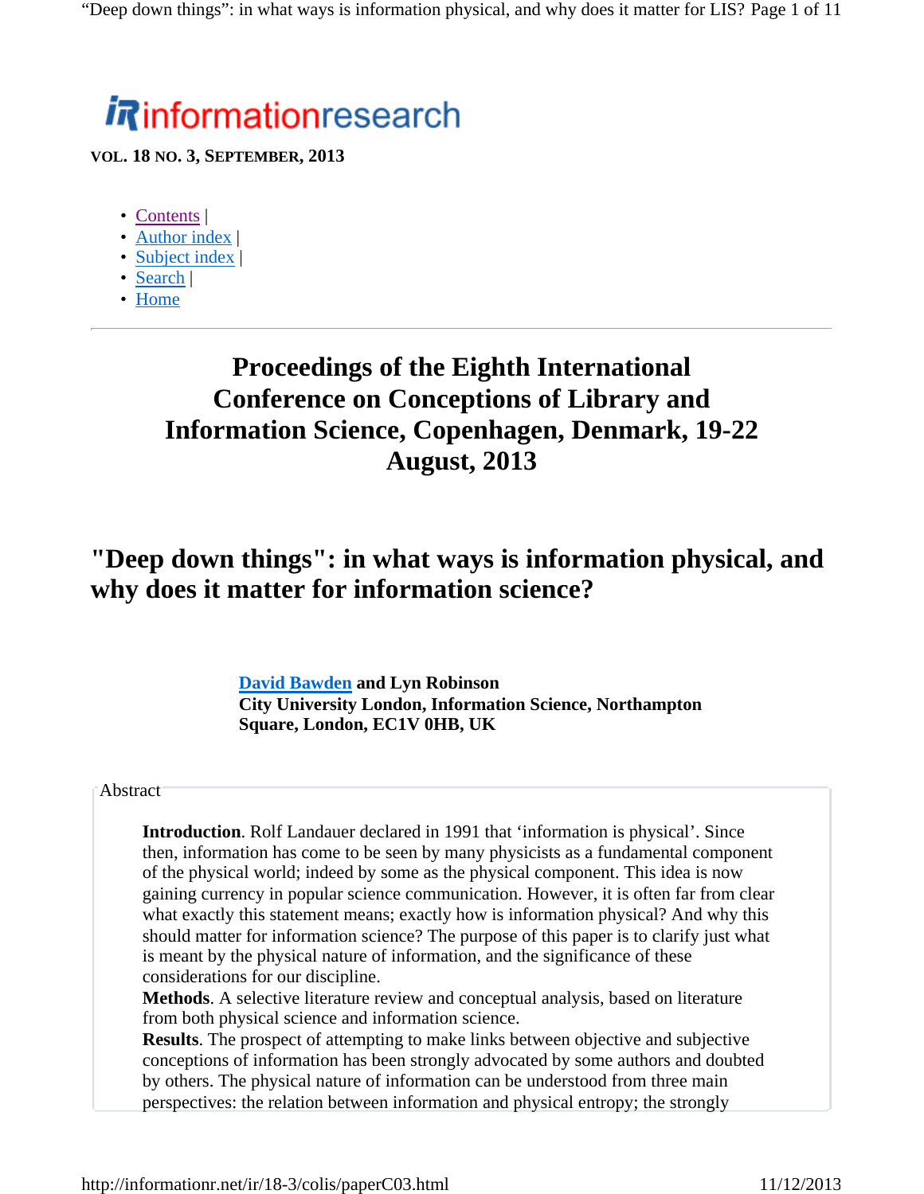informationresearch

VOL. 18 NO. 3, SEPTEMBER, 2013

- Contents |
- Author index |
- Subject index |
- Search |
- Home

---

## Proceedings of the Eighth International Conference on Conceptions of Library and Information Science, Copenhagen, Denmark, 19-22 August, 2013

# "Deep down things": in what ways is information physical, and why does it matter for information science?

**David Bawden and Lyn Robinson**
**City University London, Information Science, Northampton Square, London, EC1V 0HB, UK**

Abstract

**Introduction**. Rolf Landauer declared in 1991 that 'information is physical'. Since then, information has come to be seen by many physicists as a fundamental component of the physical world; indeed by some as the physical component. This idea is now gaining currency in popular science communication. However, it is often far from clear what exactly this statement means; exactly how is information physical? And why this should matter for information science? The purpose of this paper is to clarify just what is meant by the physical nature of information, and the significance of these considerations for our discipline.
**Methods**. A selective literature review and conceptual analysis, based on literature from both physical science and information science.
**Results**. The prospect of attempting to make links between objective and subjective conceptions of information has been strongly advocated by some authors and doubted by others. The physical nature of information can be understood from three main perspectives: the relation between information and physical entropy; the strongly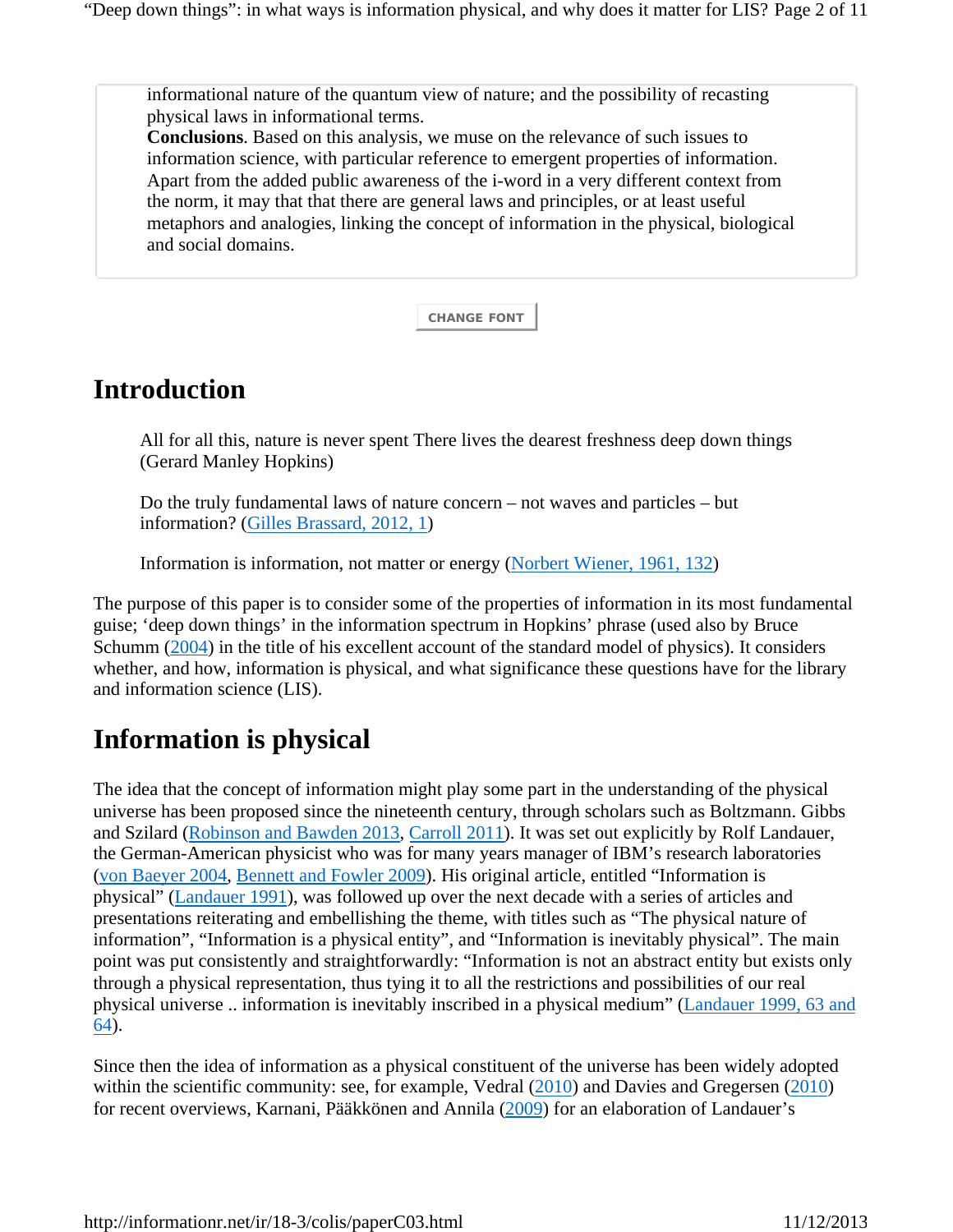informational nature of the quantum view of nature; and the possibility of recasting physical laws in informational terms.
**Conclusions**. Based on this analysis, we muse on the relevance of such issues to information science, with particular reference to emergent properties of information. Apart from the added public awareness of the i-word in a very different context from the norm, it may that that there are general laws and principles, or at least useful metaphors and analogies, linking the concept of information in the physical, biological and social domains.

CHANGE FONT

## Introduction

> All for all this, nature is never spent There lives the dearest freshness deep down things (Gerard Manley Hopkins)
>
> Do the truly fundamental laws of nature concern – not waves and particles – but information? (Gilles Brassard, 2012, 1)
>
> Information is information, not matter or energy (Norbert Wiener, 1961, 132)

The purpose of this paper is to consider some of the properties of information in its most fundamental guise; 'deep down things' in the information spectrum in Hopkins' phrase (used also by Bruce Schumm (2004) in the title of his excellent account of the standard model of physics). It considers whether, and how, information is physical, and what significance these questions have for the library and information science (LIS).

## Information is physical

The idea that the concept of information might play some part in the understanding of the physical universe has been proposed since the nineteenth century, through scholars such as Boltzmann. Gibbs and Szilard (Robinson and Bawden 2013, Carroll 2011). It was set out explicitly by Rolf Landauer, the German-American physicist who was for many years manager of IBM's research laboratories (von Baeyer 2004, Bennett and Fowler 2009). His original article, entitled "Information is physical" (Landauer 1991), was followed up over the next decade with a series of articles and presentations reiterating and embellishing the theme, with titles such as "The physical nature of information", "Information is a physical entity", and "Information is inevitably physical". The main point was put consistently and straightforwardly: "Information is not an abstract entity but exists only through a physical representation, thus tying it to all the restrictions and possibilities of our real physical universe .. information is inevitably inscribed in a physical medium" (Landauer 1999, 63 and 64).

Since then the idea of information as a physical constituent of the universe has been widely adopted within the scientific community: see, for example, Vedral (2010) and Davies and Gregersen (2010) for recent overviews, Karnani, Pääkkönen and Annila (2009) for an elaboration of Landauer's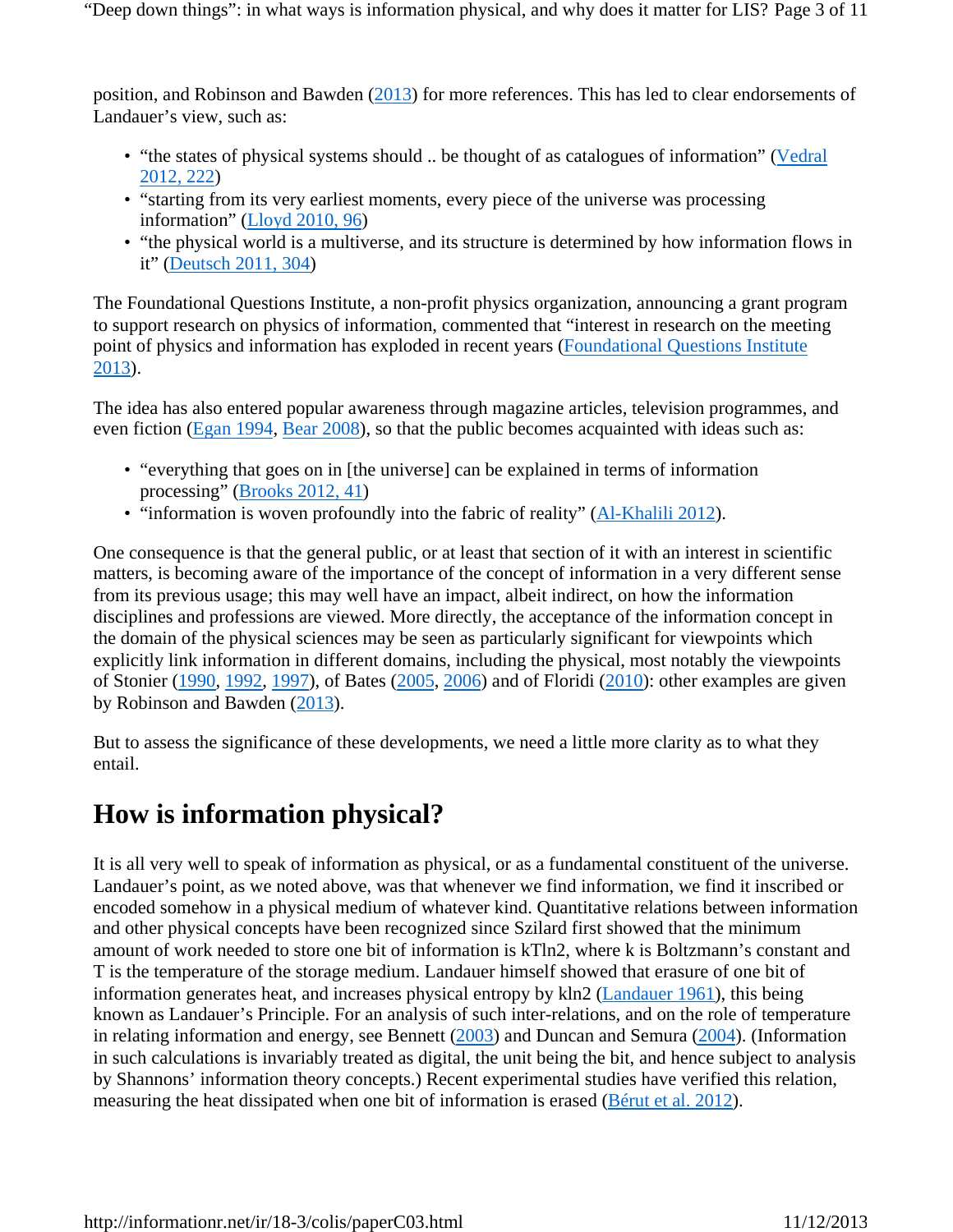position, and Robinson and Bawden (2013) for more references. This has led to clear endorsements of Landauer's view, such as:

- "the states of physical systems should .. be thought of as catalogues of information" (Vedral 2012, 222)
- "starting from its very earliest moments, every piece of the universe was processing information" (Lloyd 2010, 96)
- "the physical world is a multiverse, and its structure is determined by how information flows in it" (Deutsch 2011, 304)

The Foundational Questions Institute, a non-profit physics organization, announcing a grant program to support research on physics of information, commented that "interest in research on the meeting point of physics and information has exploded in recent years (Foundational Questions Institute 2013).

The idea has also entered popular awareness through magazine articles, television programmes, and even fiction (Egan 1994, Bear 2008), so that the public becomes acquainted with ideas such as:

- "everything that goes on in [the universe] can be explained in terms of information processing" (Brooks 2012, 41)
- "information is woven profoundly into the fabric of reality" (Al-Khalili 2012).

One consequence is that the general public, or at least that section of it with an interest in scientific matters, is becoming aware of the importance of the concept of information in a very different sense from its previous usage; this may well have an impact, albeit indirect, on how the information disciplines and professions are viewed. More directly, the acceptance of the information concept in the domain of the physical sciences may be seen as particularly significant for viewpoints which explicitly link information in different domains, including the physical, most notably the viewpoints of Stonier (1990, 1992, 1997), of Bates (2005, 2006) and of Floridi (2010): other examples are given by Robinson and Bawden (2013).

But to assess the significance of these developments, we need a little more clarity as to what they entail.

## How is information physical?

It is all very well to speak of information as physical, or as a fundamental constituent of the universe. Landauer's point, as we noted above, was that whenever we find information, we find it inscribed or encoded somehow in a physical medium of whatever kind. Quantitative relations between information and other physical concepts have been recognized since Szilard first showed that the minimum amount of work needed to store one bit of information is $kT\ln 2$, where k is Boltzmann's constant and T is the temperature of the storage medium. Landauer himself showed that erasure of one bit of information generates heat, and increases physical entropy by $k\ln 2$ (Landauer 1961), this being known as Landauer's Principle. For an analysis of such inter-relations, and on the role of temperature in relating information and energy, see Bennett (2003) and Duncan and Semura (2004). (Information in such calculations is invariably treated as digital, the unit being the bit, and hence subject to analysis by Shannons' information theory concepts.) Recent experimental studies have verified this relation, measuring the heat dissipated when one bit of information is erased (Bérut et al. 2012).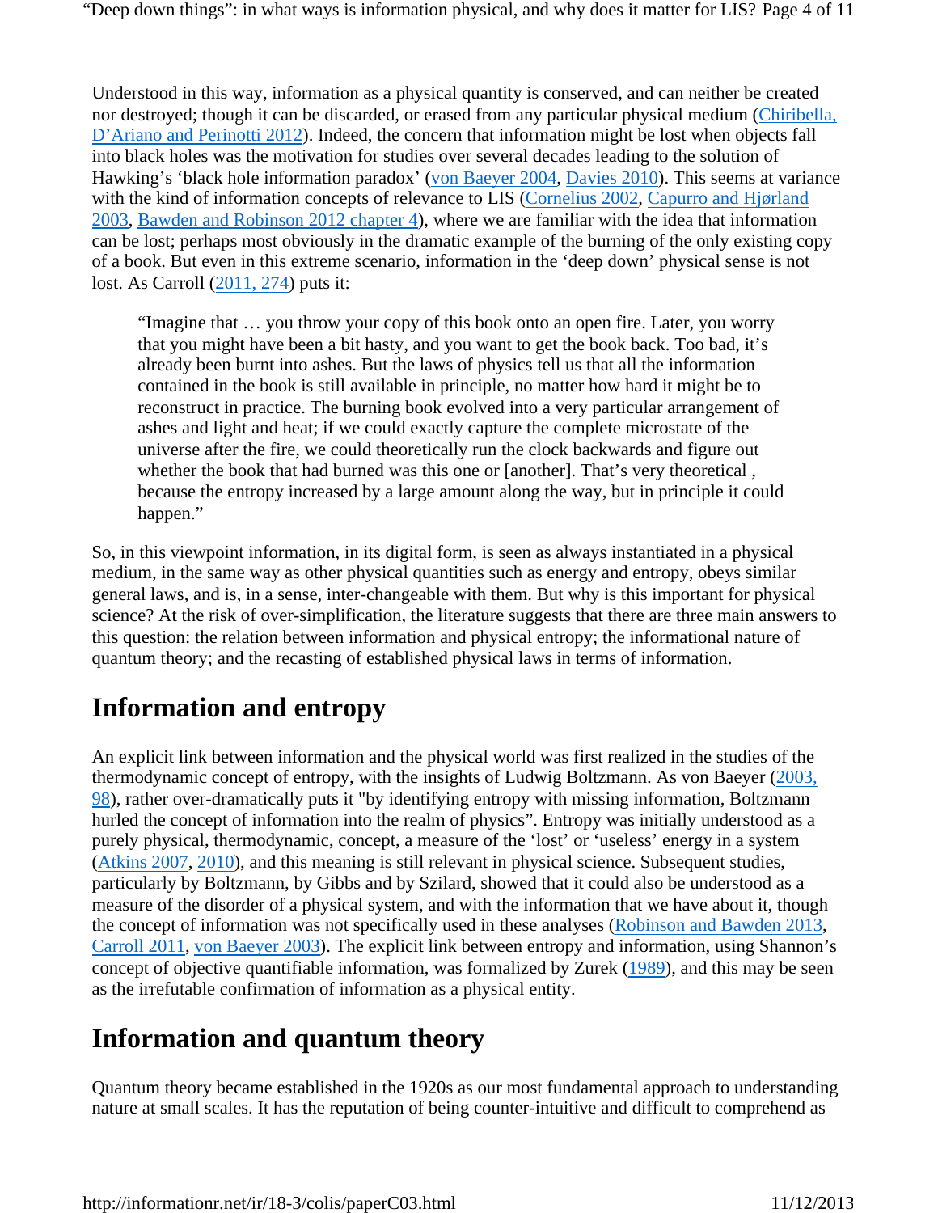Understood in this way, information as a physical quantity is conserved, and can neither be created nor destroyed; though it can be discarded, or erased from any particular physical medium (Chiribella, D'Ariano and Perinotti 2012). Indeed, the concern that information might be lost when objects fall into black holes was the motivation for studies over several decades leading to the solution of Hawking's 'black hole information paradox' (von Baeyer 2004, Davies 2010). This seems at variance with the kind of information concepts of relevance to LIS (Cornelius 2002, Capurro and Hjørland 2003, Bawden and Robinson 2012 chapter 4), where we are familiar with the idea that information can be lost; perhaps most obviously in the dramatic example of the burning of the only existing copy of a book. But even in this extreme scenario, information in the 'deep down' physical sense is not lost. As Carroll (2011, 274) puts it:

> "Imagine that … you throw your copy of this book onto an open fire. Later, you worry that you might have been a bit hasty, and you want to get the book back. Too bad, it's already been burnt into ashes. But the laws of physics tell us that all the information contained in the book is still available in principle, no matter how hard it might be to reconstruct in practice. The burning book evolved into a very particular arrangement of ashes and light and heat; if we could exactly capture the complete microstate of the universe after the fire, we could theoretically run the clock backwards and figure out whether the book that had burned was this one or [another]. That's very theoretical , because the entropy increased by a large amount along the way, but in principle it could happen."

So, in this viewpoint information, in its digital form, is seen as always instantiated in a physical medium, in the same way as other physical quantities such as energy and entropy, obeys similar general laws, and is, in a sense, inter-changeable with them. But why is this important for physical science? At the risk of over-simplification, the literature suggests that there are three main answers to this question: the relation between information and physical entropy; the informational nature of quantum theory; and the recasting of established physical laws in terms of information.

## Information and entropy

An explicit link between information and the physical world was first realized in the studies of the thermodynamic concept of entropy, with the insights of Ludwig Boltzmann. As von Baeyer (2003, 98), rather over-dramatically puts it "by identifying entropy with missing information, Boltzmann hurled the concept of information into the realm of physics". Entropy was initially understood as a purely physical, thermodynamic, concept, a measure of the 'lost' or 'useless' energy in a system (Atkins 2007, 2010), and this meaning is still relevant in physical science. Subsequent studies, particularly by Boltzmann, by Gibbs and by Szilard, showed that it could also be understood as a measure of the disorder of a physical system, and with the information that we have about it, though the concept of information was not specifically used in these analyses (Robinson and Bawden 2013, Carroll 2011, von Baeyer 2003). The explicit link between entropy and information, using Shannon's concept of objective quantifiable information, was formalized by Zurek (1989), and this may be seen as the irrefutable confirmation of information as a physical entity.

## Information and quantum theory

Quantum theory became established in the 1920s as our most fundamental approach to understanding nature at small scales. It has the reputation of being counter-intuitive and difficult to comprehend as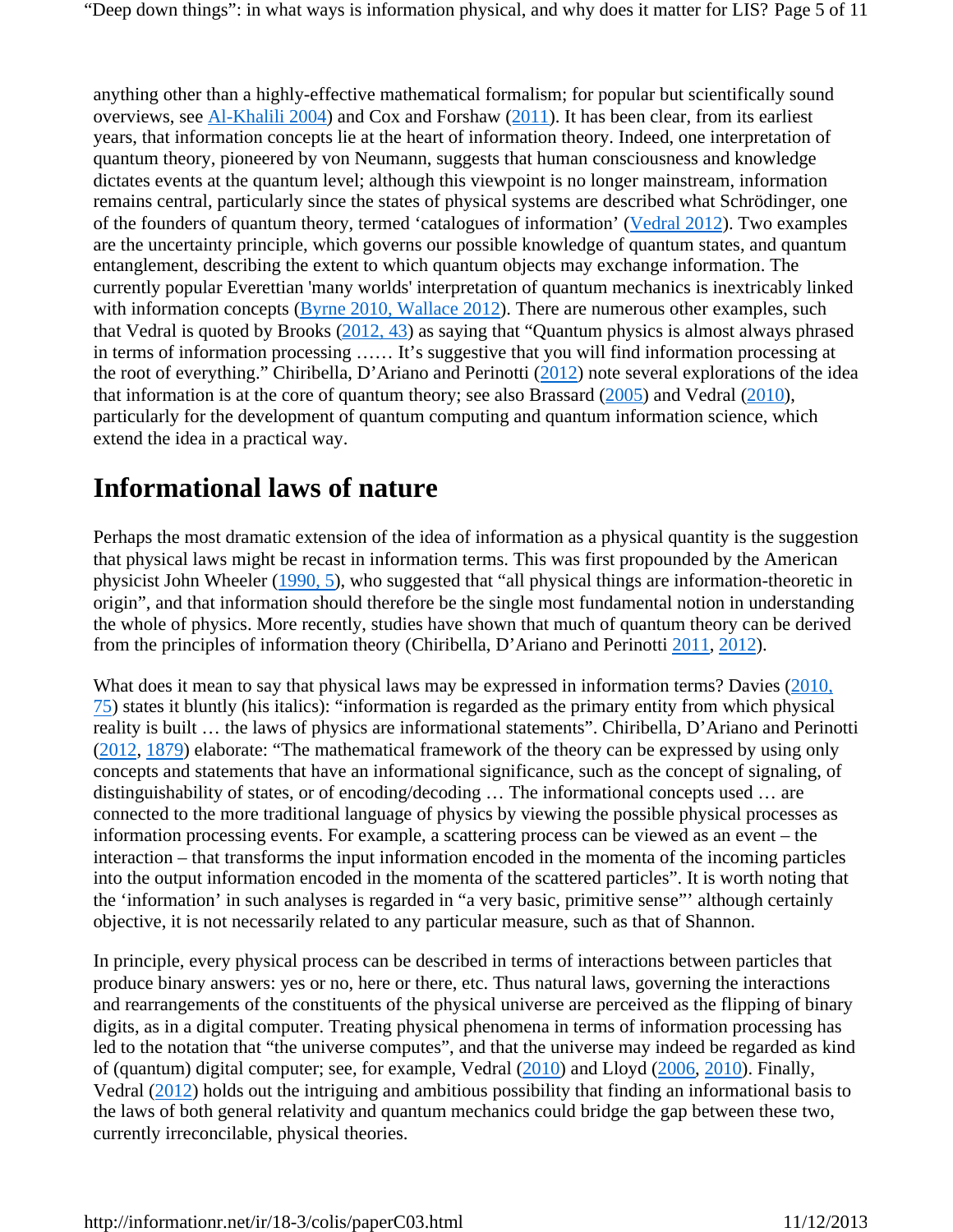anything other than a highly-effective mathematical formalism; for popular but scientifically sound overviews, see Al-Khalili 2004) and Cox and Forshaw (2011). It has been clear, from its earliest years, that information concepts lie at the heart of information theory. Indeed, one interpretation of quantum theory, pioneered by von Neumann, suggests that human consciousness and knowledge dictates events at the quantum level; although this viewpoint is no longer mainstream, information remains central, particularly since the states of physical systems are described what Schrödinger, one of the founders of quantum theory, termed 'catalogues of information' (Vedral 2012). Two examples are the uncertainty principle, which governs our possible knowledge of quantum states, and quantum entanglement, describing the extent to which quantum objects may exchange information. The currently popular Everettian 'many worlds' interpretation of quantum mechanics is inextricably linked with information concepts (Byrne 2010, Wallace 2012). There are numerous other examples, such that Vedral is quoted by Brooks (2012, 43) as saying that "Quantum physics is almost always phrased in terms of information processing …… It's suggestive that you will find information processing at the root of everything." Chiribella, D'Ariano and Perinotti (2012) note several explorations of the idea that information is at the core of quantum theory; see also Brassard (2005) and Vedral (2010), particularly for the development of quantum computing and quantum information science, which extend the idea in a practical way.

## Informational laws of nature

Perhaps the most dramatic extension of the idea of information as a physical quantity is the suggestion that physical laws might be recast in information terms. This was first propounded by the American physicist John Wheeler (1990, 5), who suggested that "all physical things are information-theoretic in origin", and that information should therefore be the single most fundamental notion in understanding the whole of physics. More recently, studies have shown that much of quantum theory can be derived from the principles of information theory (Chiribella, D'Ariano and Perinotti 2011, 2012).

What does it mean to say that physical laws may be expressed in information terms? Davies (2010, 75) states it bluntly (his italics): "information is regarded as the primary entity from which physical reality is built … the laws of physics are informational statements". Chiribella, D'Ariano and Perinotti (2012, 1879) elaborate: "The mathematical framework of the theory can be expressed by using only concepts and statements that have an informational significance, such as the concept of signaling, of distinguishability of states, or of encoding/decoding … The informational concepts used … are connected to the more traditional language of physics by viewing the possible physical processes as information processing events. For example, a scattering process can be viewed as an event – the interaction – that transforms the input information encoded in the momenta of the incoming particles into the output information encoded in the momenta of the scattered particles". It is worth noting that the 'information' in such analyses is regarded in "a very basic, primitive sense"' although certainly objective, it is not necessarily related to any particular measure, such as that of Shannon.

In principle, every physical process can be described in terms of interactions between particles that produce binary answers: yes or no, here or there, etc. Thus natural laws, governing the interactions and rearrangements of the constituents of the physical universe are perceived as the flipping of binary digits, as in a digital computer. Treating physical phenomena in terms of information processing has led to the notation that "the universe computes", and that the universe may indeed be regarded as kind of (quantum) digital computer; see, for example, Vedral (2010) and Lloyd (2006, 2010). Finally, Vedral (2012) holds out the intriguing and ambitious possibility that finding an informational basis to the laws of both general relativity and quantum mechanics could bridge the gap between these two, currently irreconcilable, physical theories.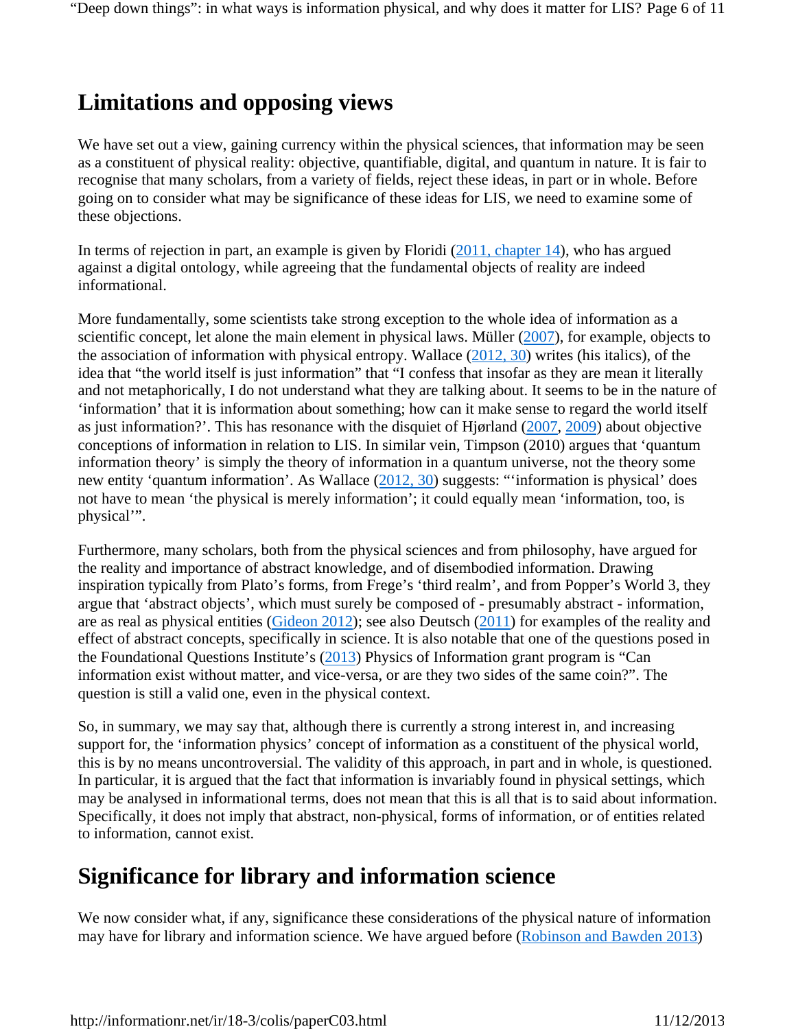## Limitations and opposing views

We have set out a view, gaining currency within the physical sciences, that information may be seen as a constituent of physical reality: objective, quantifiable, digital, and quantum in nature. It is fair to recognise that many scholars, from a variety of fields, reject these ideas, in part or in whole. Before going on to consider what may be significance of these ideas for LIS, we need to examine some of these objections.

In terms of rejection in part, an example is given by Floridi (2011, chapter 14), who has argued against a digital ontology, while agreeing that the fundamental objects of reality are indeed informational.

More fundamentally, some scientists take strong exception to the whole idea of information as a scientific concept, let alone the main element in physical laws. Müller (2007), for example, objects to the association of information with physical entropy. Wallace (2012, 30) writes (his italics), of the idea that "the world itself is just information" that "I confess that insofar as they are mean it literally and not metaphorically, I do not understand what they are talking about. It seems to be in the nature of 'information' that it is information about something; how can it make sense to regard the world itself as just information?'. This has resonance with the disquiet of Hjørland (2007, 2009) about objective conceptions of information in relation to LIS. In similar vein, Timpson (2010) argues that 'quantum information theory' is simply the theory of information in a quantum universe, not the theory some new entity 'quantum information'. As Wallace (2012, 30) suggests: "'information is physical' does not have to mean 'the physical is merely information'; it could equally mean 'information, too, is physical'".

Furthermore, many scholars, both from the physical sciences and from philosophy, have argued for the reality and importance of abstract knowledge, and of disembodied information. Drawing inspiration typically from Plato's forms, from Frege's 'third realm', and from Popper's World 3, they argue that 'abstract objects', which must surely be composed of - presumably abstract - information, are as real as physical entities (Gideon 2012); see also Deutsch (2011) for examples of the reality and effect of abstract concepts, specifically in science. It is also notable that one of the questions posed in the Foundational Questions Institute's (2013) Physics of Information grant program is "Can information exist without matter, and vice-versa, or are they two sides of the same coin?". The question is still a valid one, even in the physical context.

So, in summary, we may say that, although there is currently a strong interest in, and increasing support for, the 'information physics' concept of information as a constituent of the physical world, this is by no means uncontroversial. The validity of this approach, in part and in whole, is questioned. In particular, it is argued that the fact that information is invariably found in physical settings, which may be analysed in informational terms, does not mean that this is all that is to said about information. Specifically, it does not imply that abstract, non-physical, forms of information, or of entities related to information, cannot exist.

## Significance for library and information science

We now consider what, if any, significance these considerations of the physical nature of information may have for library and information science. We have argued before (Robinson and Bawden 2013)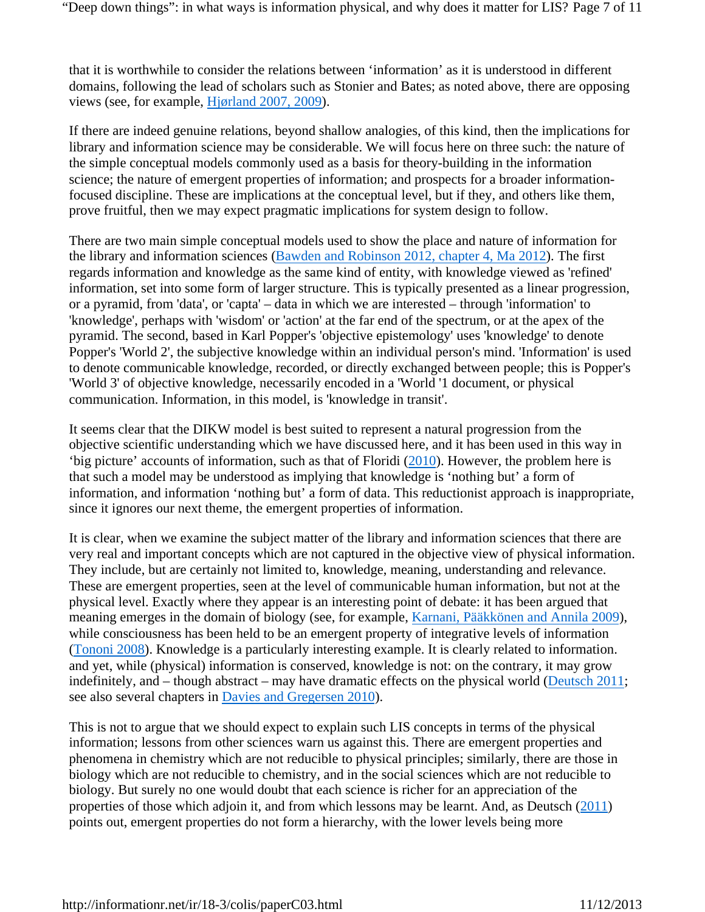that it is worthwhile to consider the relations between 'information' as it is understood in different domains, following the lead of scholars such as Stonier and Bates; as noted above, there are opposing views (see, for example, Hjørland 2007, 2009).

If there are indeed genuine relations, beyond shallow analogies, of this kind, then the implications for library and information science may be considerable. We will focus here on three such: the nature of the simple conceptual models commonly used as a basis for theory-building in the information science; the nature of emergent properties of information; and prospects for a broader information-focused discipline. These are implications at the conceptual level, but if they, and others like them, prove fruitful, then we may expect pragmatic implications for system design to follow.

There are two main simple conceptual models used to show the place and nature of information for the library and information sciences (Bawden and Robinson 2012, chapter 4, Ma 2012). The first regards information and knowledge as the same kind of entity, with knowledge viewed as 'refined' information, set into some form of larger structure. This is typically presented as a linear progression, or a pyramid, from 'data', or 'capta' – data in which we are interested – through 'information' to 'knowledge', perhaps with 'wisdom' or 'action' at the far end of the spectrum, or at the apex of the pyramid. The second, based in Karl Popper's 'objective epistemology' uses 'knowledge' to denote Popper's 'World 2', the subjective knowledge within an individual person's mind. 'Information' is used to denote communicable knowledge, recorded, or directly exchanged between people; this is Popper's 'World 3' of objective knowledge, necessarily encoded in a 'World '1 document, or physical communication. Information, in this model, is 'knowledge in transit'.

It seems clear that the DIKW model is best suited to represent a natural progression from the objective scientific understanding which we have discussed here, and it has been used in this way in 'big picture' accounts of information, such as that of Floridi (2010). However, the problem here is that such a model may be understood as implying that knowledge is 'nothing but' a form of information, and information 'nothing but' a form of data. This reductionist approach is inappropriate, since it ignores our next theme, the emergent properties of information.

It is clear, when we examine the subject matter of the library and information sciences that there are very real and important concepts which are not captured in the objective view of physical information. They include, but are certainly not limited to, knowledge, meaning, understanding and relevance. These are emergent properties, seen at the level of communicable human information, but not at the physical level. Exactly where they appear is an interesting point of debate: it has been argued that meaning emerges in the domain of biology (see, for example, Karnani, Pääkkönen and Annila 2009), while consciousness has been held to be an emergent property of integrative levels of information (Tononi 2008). Knowledge is a particularly interesting example. It is clearly related to information. and yet, while (physical) information is conserved, knowledge is not: on the contrary, it may grow indefinitely, and – though abstract – may have dramatic effects on the physical world (Deutsch 2011; see also several chapters in Davies and Gregersen 2010).

This is not to argue that we should expect to explain such LIS concepts in terms of the physical information; lessons from other sciences warn us against this. There are emergent properties and phenomena in chemistry which are not reducible to physical principles; similarly, there are those in biology which are not reducible to chemistry, and in the social sciences which are not reducible to biology. But surely no one would doubt that each science is richer for an appreciation of the properties of those which adjoin it, and from which lessons may be learnt. And, as Deutsch (2011) points out, emergent properties do not form a hierarchy, with the lower levels being more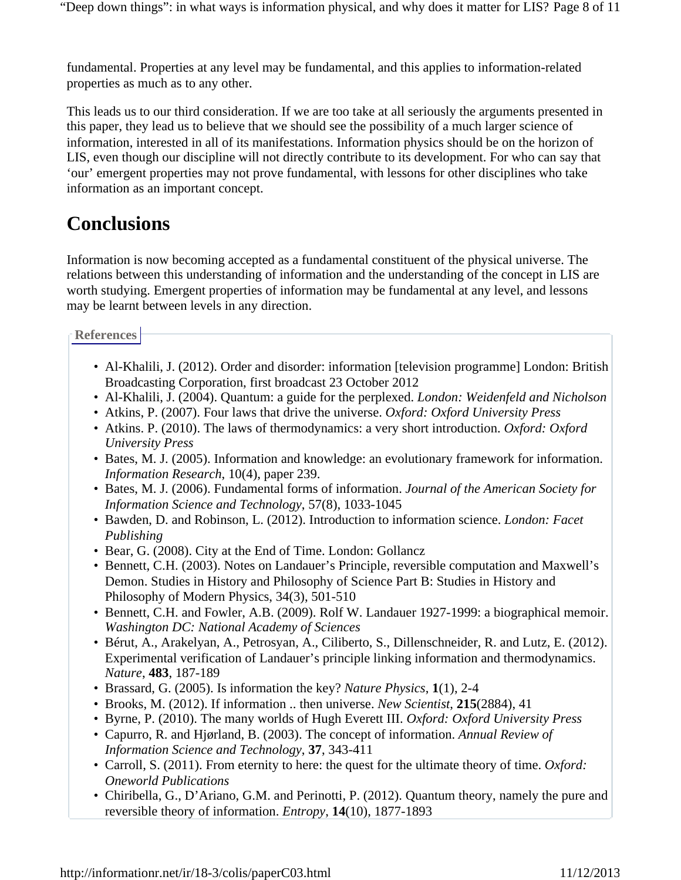fundamental. Properties at any level may be fundamental, and this applies to information-related properties as much as to any other.

This leads us to our third consideration. If we are too take at all seriously the arguments presented in this paper, they lead us to believe that we should see the possibility of a much larger science of information, interested in all of its manifestations. Information physics should be on the horizon of LIS, even though our discipline will not directly contribute to its development. For who can say that 'our' emergent properties may not prove fundamental, with lessons for other disciplines who take information as an important concept.

## Conclusions

Information is now becoming accepted as a fundamental constituent of the physical universe. The relations between this understanding of information and the understanding of the concept in LIS are worth studying. Emergent properties of information may be fundamental at any level, and lessons may be learnt between levels in any direction.

### References

- Al-Khalili, J. (2012). Order and disorder: information [television programme] London: British Broadcasting Corporation, first broadcast 23 October 2012
- Al-Khalili, J. (2004). Quantum: a guide for the perplexed. *London: Weidenfeld and Nicholson*
- Atkins, P. (2007). Four laws that drive the universe. *Oxford: Oxford University Press*
- Atkins. P. (2010). The laws of thermodynamics: a very short introduction. *Oxford: Oxford University Press*
- Bates, M. J. (2005). Information and knowledge: an evolutionary framework for information. *Information Research*, 10(4), paper 239.
- Bates, M. J. (2006). Fundamental forms of information. *Journal of the American Society for Information Science and Technology*, 57(8), 1033-1045
- Bawden, D. and Robinson, L. (2012). Introduction to information science. *London: Facet Publishing*
- Bear, G. (2008). City at the End of Time. London: Gollancz
- Bennett, C.H. (2003). Notes on Landauer's Principle, reversible computation and Maxwell's Demon. Studies in History and Philosophy of Science Part B: Studies in History and Philosophy of Modern Physics, 34(3), 501-510
- Bennett, C.H. and Fowler, A.B. (2009). Rolf W. Landauer 1927-1999: a biographical memoir. *Washington DC: National Academy of Sciences*
- Bérut, A., Arakelyan, A., Petrosyan, A., Ciliberto, S., Dillenschneider, R. and Lutz, E. (2012). Experimental verification of Landauer's principle linking information and thermodynamics. *Nature*, **483**, 187-189
- Brassard, G. (2005). Is information the key? *Nature Physics*, **1**(1), 2-4
- Brooks, M. (2012). If information .. then universe. *New Scientist*, **215**(2884), 41
- Byrne, P. (2010). The many worlds of Hugh Everett III. *Oxford: Oxford University Press*
- Capurro, R. and Hjørland, B. (2003). The concept of information. *Annual Review of Information Science and Technology*, **37**, 343-411
- Carroll, S. (2011). From eternity to here: the quest for the ultimate theory of time. *Oxford: Oneworld Publications*
- Chiribella, G., D'Ariano, G.M. and Perinotti, P. (2012). Quantum theory, namely the pure and reversible theory of information. *Entropy*, **14**(10), 1877-1893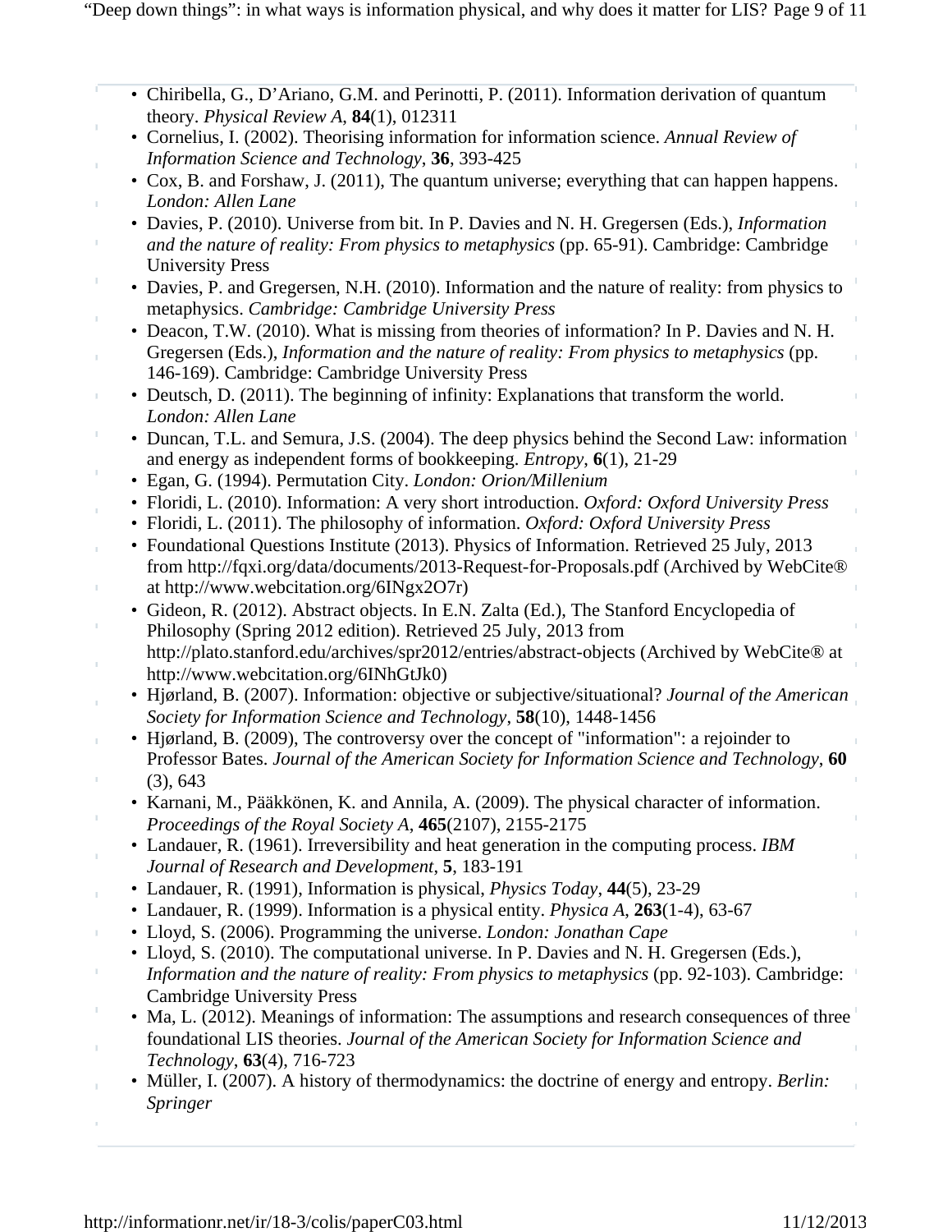- Chiribella, G., D'Ariano, G.M. and Perinotti, P. (2011). Information derivation of quantum theory. *Physical Review A*, **84**(1), 012311
- Cornelius, I. (2002). Theorising information for information science. *Annual Review of Information Science and Technology*, **36**, 393-425
- Cox, B. and Forshaw, J. (2011), The quantum universe; everything that can happen happens. *London: Allen Lane*
- Davies, P. (2010). Universe from bit. In P. Davies and N. H. Gregersen (Eds.), *Information and the nature of reality: From physics to metaphysics* (pp. 65-91). Cambridge: Cambridge University Press
- Davies, P. and Gregersen, N.H. (2010). Information and the nature of reality: from physics to metaphysics. *Cambridge: Cambridge University Press*
- Deacon, T.W. (2010). What is missing from theories of information? In P. Davies and N. H. Gregersen (Eds.), *Information and the nature of reality: From physics to metaphysics* (pp. 146-169). Cambridge: Cambridge University Press
- Deutsch, D. (2011). The beginning of infinity: Explanations that transform the world. *London: Allen Lane*
- Duncan, T.L. and Semura, J.S. (2004). The deep physics behind the Second Law: information and energy as independent forms of bookkeeping. *Entropy*, **6**(1), 21-29
- Egan, G. (1994). Permutation City. *London: Orion/Millenium*
- Floridi, L. (2010). Information: A very short introduction. *Oxford: Oxford University Press*
- Floridi, L. (2011). The philosophy of information. *Oxford: Oxford University Press*
- Foundational Questions Institute (2013). Physics of Information. Retrieved 25 July, 2013 from http://fqxi.org/data/documents/2013-Request-for-Proposals.pdf (Archived by WebCite® at http://www.webcitation.org/6INgx2O7r)
- Gideon, R. (2012). Abstract objects. In E.N. Zalta (Ed.), The Stanford Encyclopedia of Philosophy (Spring 2012 edition). Retrieved 25 July, 2013 from http://plato.stanford.edu/archives/spr2012/entries/abstract-objects (Archived by WebCite® at http://www.webcitation.org/6INhGtJk0)
- Hjørland, B. (2007). Information: objective or subjective/situational? *Journal of the American Society for Information Science and Technology*, **58**(10), 1448-1456
- Hjørland, B. (2009), The controversy over the concept of "information": a rejoinder to Professor Bates. *Journal of the American Society for Information Science and Technology*, **60** (3), 643
- Karnani, M., Pääkkönen, K. and Annila, A. (2009). The physical character of information. *Proceedings of the Royal Society A*, **465**(2107), 2155-2175
- Landauer, R. (1961). Irreversibility and heat generation in the computing process. *IBM Journal of Research and Development*, **5**, 183-191
- Landauer, R. (1991), Information is physical, *Physics Today*, **44**(5), 23-29
- Landauer, R. (1999). Information is a physical entity. *Physica A*, **263**(1-4), 63-67
- Lloyd, S. (2006). Programming the universe. *London: Jonathan Cape*
- Lloyd, S. (2010). The computational universe. In P. Davies and N. H. Gregersen (Eds.), *Information and the nature of reality: From physics to metaphysics* (pp. 92-103). Cambridge: Cambridge University Press
- Ma, L. (2012). Meanings of information: The assumptions and research consequences of three foundational LIS theories. *Journal of the American Society for Information Science and Technology*, **63**(4), 716-723
- Müller, I. (2007). A history of thermodynamics: the doctrine of energy and entropy. *Berlin: Springer*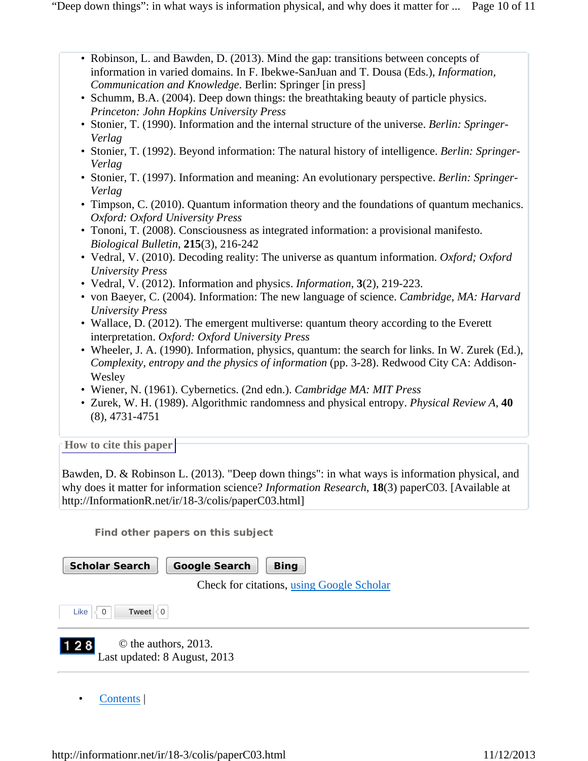- Robinson, L. and Bawden, D. (2013). Mind the gap: transitions between concepts of information in varied domains. In F. Ibekwe-SanJuan and T. Dousa (Eds.), *Information, Communication and Knowledge*. Berlin: Springer [in press]
- Schumm, B.A. (2004). Deep down things: the breathtaking beauty of particle physics. *Princeton: John Hopkins University Press*
- Stonier, T. (1990). Information and the internal structure of the universe. *Berlin: Springer-Verlag*
- Stonier, T. (1992). Beyond information: The natural history of intelligence. *Berlin: Springer-Verlag*
- Stonier, T. (1997). Information and meaning: An evolutionary perspective. *Berlin: Springer-Verlag*
- Timpson, C. (2010). Quantum information theory and the foundations of quantum mechanics. *Oxford: Oxford University Press*
- Tononi, T. (2008). Consciousness as integrated information: a provisional manifesto. *Biological Bulletin*, **215**(3), 216-242
- Vedral, V. (2010). Decoding reality: The universe as quantum information. *Oxford; Oxford University Press*
- Vedral, V. (2012). Information and physics. *Information*, **3**(2), 219-223.
- von Baeyer, C. (2004). Information: The new language of science. *Cambridge, MA: Harvard University Press*
- Wallace, D. (2012). The emergent multiverse: quantum theory according to the Everett interpretation. *Oxford: Oxford University Press*
- Wheeler, J. A. (1990). Information, physics, quantum: the search for links. In W. Zurek (Ed.), *Complexity, entropy and the physics of information* (pp. 3-28). Redwood City CA: Addison-Wesley
- Wiener, N. (1961). Cybernetics. (2nd edn.). *Cambridge MA: MIT Press*
- Zurek, W. H. (1989). Algorithmic randomness and physical entropy. *Physical Review A*, **40** (8), 4731-4751

## How to cite this paper

Bawden, D. & Robinson L. (2013). "Deep down things": in what ways is information physical, and why does it matter for information science? *Information Research*, **18**(3) paperC03. [Available at http://InformationR.net/ir/18-3/colis/paperC03.html]

**Find other papers on this subject**

Scholar Search | Google Search | Bing

Check for citations, using Google Scholar

Like 0 Tweet 0

128 © the authors, 2013.
Last updated: 8 August, 2013

- Contents |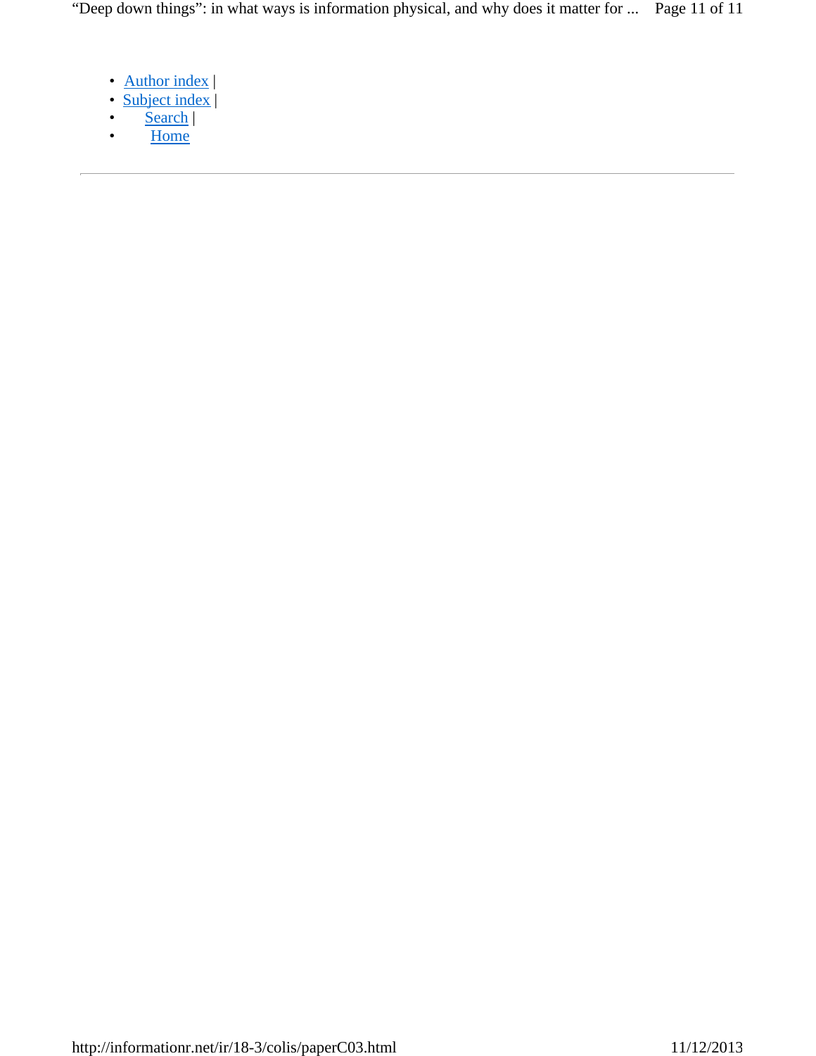- Author index |
- Subject index |
- Search |
- Home

---